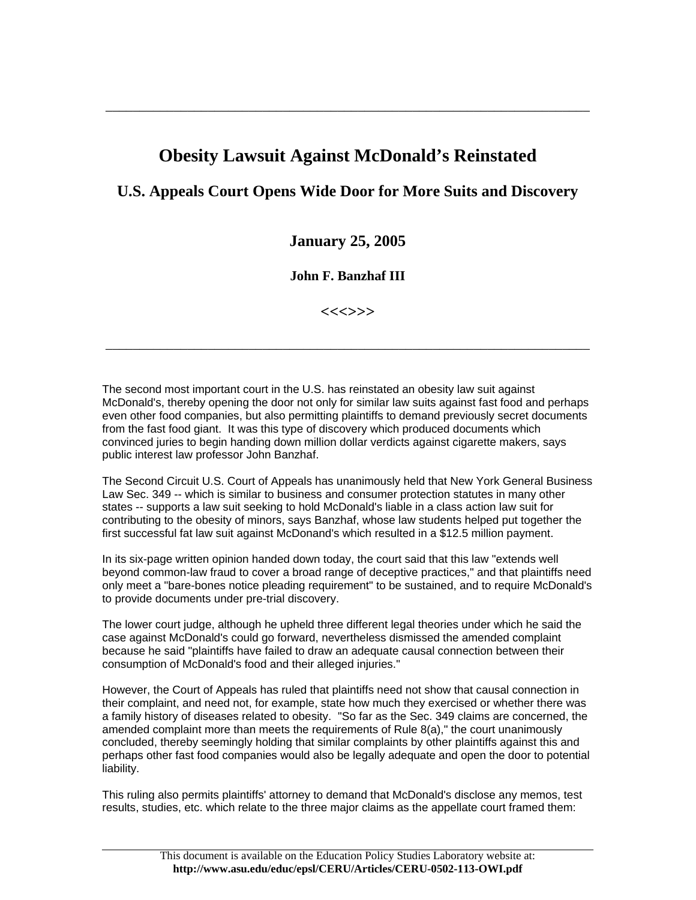# Obesity Lawsuit Against McDonald's Reinstated

## U.S. Appeals Court Opens Wide Door for More Suits and Discovery

### January 25, 2005

#### John F. Banzhaf III

<<<>>>

---

The second most important court in the U.S. has reinstated an obesity law suit against McDonald's, thereby opening the door not only for similar law suits against fast food and perhaps even other food companies, but also permitting plaintiffs to demand previously secret documents from the fast food giant. It was this type of discovery which produced documents which convinced juries to begin handing down million dollar verdicts against cigarette makers, says public interest law professor John Banzhaf.

The Second Circuit U.S. Court of Appeals has unanimously held that New York General Business Law Sec. 349 -- which is similar to business and consumer protection statutes in many other states -- supports a law suit seeking to hold McDonald's liable in a class action law suit for contributing to the obesity of minors, says Banzhaf, whose law students helped put together the first successful fat law suit against McDonand's which resulted in a $12.5 million payment.

In its six-page written opinion handed down today, the court said that this law "extends well beyond common-law fraud to cover a broad range of deceptive practices," and that plaintiffs need only meet a "bare-bones notice pleading requirement" to be sustained, and to require McDonald's to provide documents under pre-trial discovery.

The lower court judge, although he upheld three different legal theories under which he said the case against McDonald's could go forward, nevertheless dismissed the amended complaint because he said "plaintiffs have failed to draw an adequate causal connection between their consumption of McDonald's food and their alleged injuries."

However, the Court of Appeals has ruled that plaintiffs need not show that causal connection in their complaint, and need not, for example, state how much they exercised or whether there was a family history of diseases related to obesity. "So far as the Sec. 349 claims are concerned, the amended complaint more than meets the requirements of Rule 8(a)," the court unanimously concluded, thereby seemingly holding that similar complaints by other plaintiffs against this and perhaps other fast food companies would also be legally adequate and open the door to potential liability.

This ruling also permits plaintiffs' attorney to demand that McDonald's disclose any memos, test results, studies, etc. which relate to the three major claims as the appellate court framed them: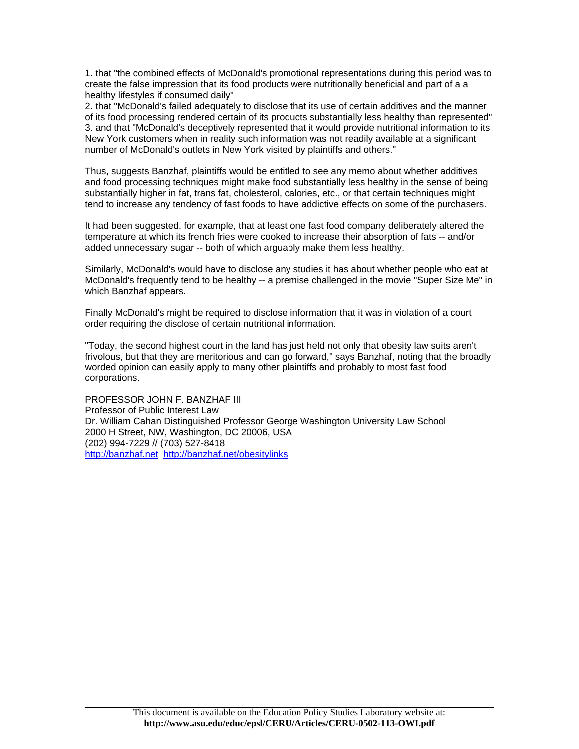1. that "the combined effects of McDonald's promotional representations during this period was to create the false impression that its food products were nutritionally beneficial and part of a a healthy lifestyles if consumed daily"
2. that "McDonald's failed adequately to disclose that its use of certain additives and the manner of its food processing rendered certain of its products substantially less healthy than represented"
3. and that "McDonald's deceptively represented that it would provide nutritional information to its New York customers when in reality such information was not readily available at a significant number of McDonald's outlets in New York visited by plaintiffs and others."

Thus, suggests Banzhaf, plaintiffs would be entitled to see any memo about whether additives and food processing techniques might make food substantially less healthy in the sense of being substantially higher in fat, trans fat, cholesterol, calories, etc., or that certain techniques might tend to increase any tendency of fast foods to have addictive effects on some of the purchasers.

It had been suggested, for example, that at least one fast food company deliberately altered the temperature at which its french fries were cooked to increase their absorption of fats -- and/or added unnecessary sugar -- both of which arguably make them less healthy.

Similarly, McDonald's would have to disclose any studies it has about whether people who eat at McDonald's frequently tend to be healthy -- a premise challenged in the movie "Super Size Me" in which Banzhaf appears.

Finally McDonald's might be required to disclose information that it was in violation of a court order requiring the disclose of certain nutritional information.

"Today, the second highest court in the land has just held not only that obesity law suits aren't frivolous, but that they are meritorious and can go forward," says Banzhaf, noting that the broadly worded opinion can easily apply to many other plaintiffs and probably to most fast food corporations.

PROFESSOR JOHN F. BANZHAF III
Professor of Public Interest Law
Dr. William Cahan Distinguished Professor George Washington University Law School
2000 H Street, NW, Washington, DC 20006, USA
(202) 994-7229 // (703) 527-8418
http://banzhaf.net http://banzhaf.net/obesitylinks

This document is available on the Education Policy Studies Laboratory website at:
**http://www.asu.edu/educ/epsl/CERU/Articles/CERU-0502-113-OWI.pdf**